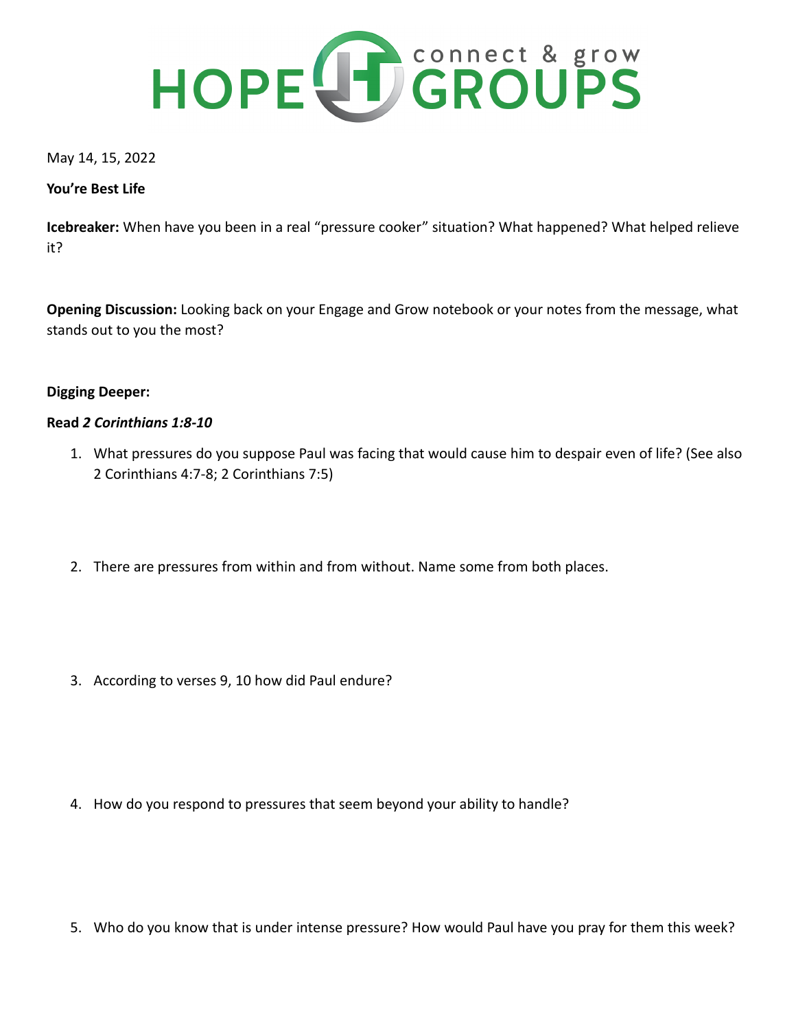# HOPE GROUPS

connect & grow

May 14, 15, 2022

**You're Best Life**

**Icebreaker:** When have you been in a real "pressure cooker" situation? What happened? What helped relieve it?

**Opening Discussion:** Looking back on your Engage and Grow notebook or your notes from the message, what stands out to you the most?

**Digging Deeper:**

**Read *2 Corinthians 1:8-10***

1. What pressures do you suppose Paul was facing that would cause him to despair even of life? (See also 2 Corinthians 4:7-8; 2 Corinthians 7:5)

2. There are pressures from within and from without. Name some from both places.

3. According to verses 9, 10 how did Paul endure?

4. How do you respond to pressures that seem beyond your ability to handle?

5. Who do you know that is under intense pressure? How would Paul have you pray for them this week?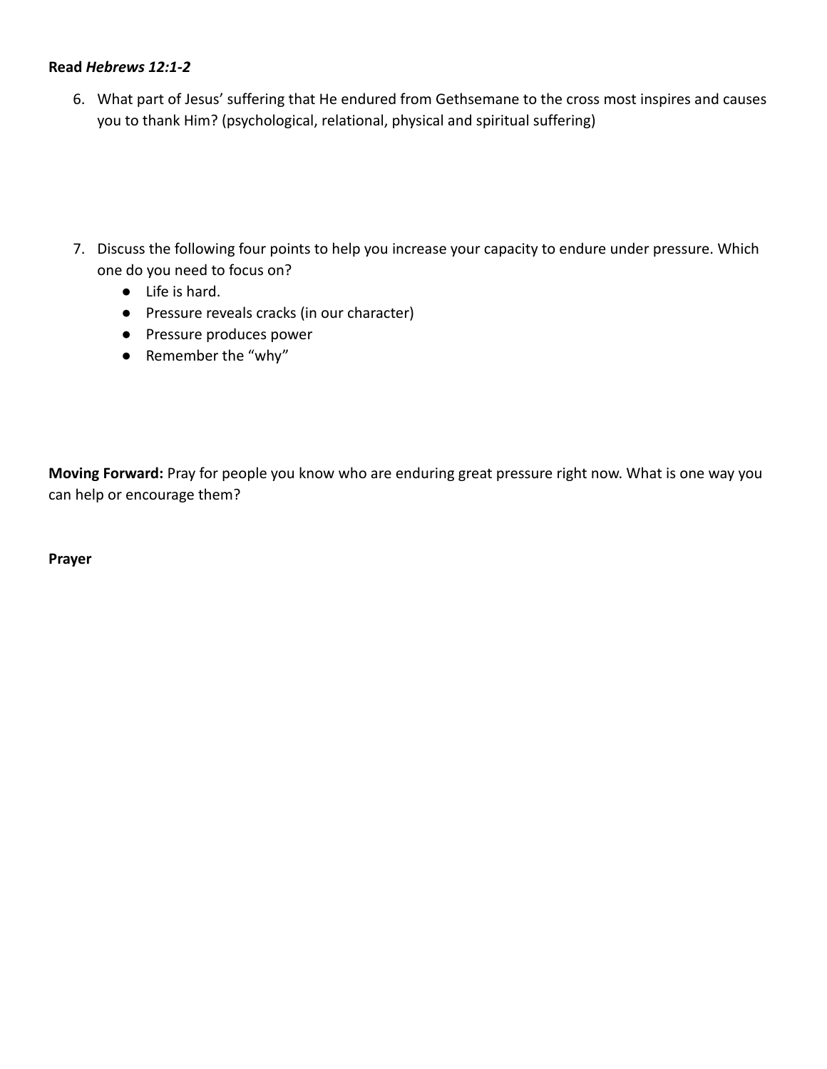**Read *Hebrews 12:1-2***

6. What part of Jesus' suffering that He endured from Gethsemane to the cross most inspires and causes you to thank Him? (psychological, relational, physical and spiritual suffering)

7. Discuss the following four points to help you increase your capacity to endure under pressure. Which one do you need to focus on?
   - Life is hard.
   - Pressure reveals cracks (in our character)
   - Pressure produces power
   - Remember the "why"

**Moving Forward:** Pray for people you know who are enduring great pressure right now. What is one way you can help or encourage them?

**Prayer**